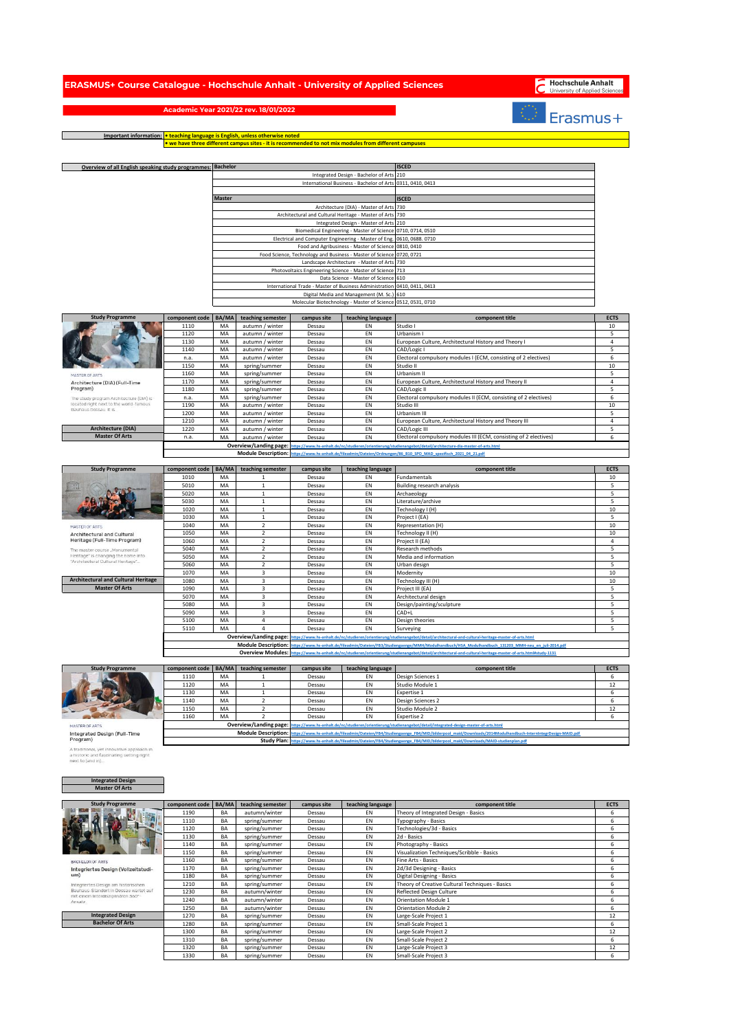# ERASMUS+ Course Catalogue - Hochschule Anhalt - University of Applied Sciences

Hochschule Anhalt
University of Applied Sciences

Erasmus+

## Academic Year 2021/22 rev. 18/01/2022

**Important information:**
- teaching language is English, unless otherwise noted
- we have three different campus sites - it is recommended to not mix modules from different campuses

**Overview of all English speaking study programmes:**

| Bachelor | ISCED |
|---|---|
| Integrated Design - Bachelor of Arts | 210 |
| International Business - Bachelor of Arts | 0311, 0410, 0413 |
| **Master** | **ISCED** |
| Architecture (DIA) - Master of Arts | 730 |
| Architectural and Cultural Heritage - Master of Arts | 730 |
| Integrated Design - Master of Arts | 210 |
| Biomedical Engineering - Master of Science | 0710, 0714, 0510 |
| Electrical and Computer Engineering - Master of Eng. | 0610, 0688, 0710 |
| Food and Agribusiness - Master of Science | 0810, 0410 |
| Food Science, Technology and Business - Master of Science | 0720, 0721 |
| Landscape Architecture - Master of Arts | 730 |
| Photovoltaics Engineering Science - Master of Science | 713 |
| Data Science - Master of Science | 610 |
| International Trade - Master of Business Administration | 0410, 0411, 0413 |
| Digital Media and Management (M. Sc.) | 610 |
| Molecular Biotechnology - Master of Science | 0512, 0531, 0710 |

### Architecture (DIA) – Master Of Arts

MASTER OF ARTS
Architecture (DIA) (Full-Time Program)
The study program Architecture (DIA) is located right next to the world-famous Bauhaus Dessau. It is...

| component code | BA/MA | teaching semester | campus site | teaching language | component title | ECTS |
|---|---|---|---|---|---|---|
| 1110 | MA | autumn / winter | Dessau | EN | Studio I | 10 |
| 1120 | MA | autumn / winter | Dessau | EN | Urbanism I | 5 |
| 1130 | MA | autumn / winter | Dessau | EN | European Culture, Architectural History and Theory I | 4 |
| 1140 | MA | autumn / winter | Dessau | EN | CAD/Logic I | 5 |
| n.a. | MA | autumn / winter | Dessau | EN | Electoral compulsory modules I (ECM, consisting of 2 electives) | 6 |
| 1150 | MA | spring/summer | Dessau | EN | Studio II | 10 |
| 1160 | MA | spring/summer | Dessau | EN | Urbanism II | 5 |
| 1170 | MA | spring/summer | Dessau | EN | European Culture, Architectural History and Theory II | 4 |
| 1180 | MA | spring/summer | Dessau | EN | CAD/Logic II | 5 |
| n.a. | MA | spring/summer | Dessau | EN | Electoral compulsory modules II (ECM, consisting of 2 electives) | 6 |
| 1190 | MA | autumn / winter | Dessau | EN | Studio III | 10 |
| 1200 | MA | autumn / winter | Dessau | EN | Urbanism III | 5 |
| 1210 | MA | autumn / winter | Dessau | EN | European Culture, Architectural History and Theory III | 4 |
| 1220 | MA | autumn / winter | Dessau | EN | CAD/Logic III | 5 |
| n.a. | MA | autumn / winter | Dessau | EN | Electoral compulsory modules III (ECM, consisting of 2 electives) | 6 |

Overview/Landing page: https://www.hs-anhalt.de/nc/studieren/orientierung/studienangebot/detail/architecture-dia-master-of-arts.html
Module Description: https://www.hs-anhalt.de/fileadmin/Dateien/Ordnungen/86_B10_SPO_MAD_spezifisch_2021_04_21.pdf

### Architectural and Cultural Heritage – Master Of Arts

MASTER OF ARTS
Architectural and Cultural Heritage (Full-Time Program)
The master course „Monumental Heritage" is changing the name into "Architectural Cultural Heritage"...

| component code | BA/MA | teaching semester | campus site | teaching language | component title | ECTS |
|---|---|---|---|---|---|---|
| 1010 | MA | 1 | Dessau | EN | Fundamentals | 10 |
| 5010 | MA | 1 | Dessau | EN | Building research analysis | 5 |
| 5020 | MA | 1 | Dessau | EN | Archaeology | 5 |
| 5030 | MA | 1 | Dessau | EN | Literature/archive | 5 |
| 1020 | MA | 1 | Dessau | EN | Technology I (H) | 10 |
| 1030 | MA | 1 | Dessau | EN | Project I (EA) | 5 |
| 1040 | MA | 2 | Dessau | EN | Representation (H) | 10 |
| 1050 | MA | 2 | Dessau | EN | Technology II (H) | 10 |
| 1060 | MA | 2 | Dessau | EN | Project II (EA) | 4 |
| 5040 | MA | 2 | Dessau | EN | Research methods | 5 |
| 5050 | MA | 2 | Dessau | EN | Media and information | 5 |
| 5060 | MA | 2 | Dessau | EN | Urban design | 5 |
| 1070 | MA | 3 | Dessau | EN | Modernity | 10 |
| 1080 | MA | 3 | Dessau | EN | Technology III (H) | 10 |
| 1090 | MA | 3 | Dessau | EN | Project III (EA) | 5 |
| 5070 | MA | 3 | Dessau | EN | Architectural design | 5 |
| 5080 | MA | 3 | Dessau | EN | Design/painting/sculpture | 5 |
| 5090 | MA | 3 | Dessau | EN | CAD+L | 5 |
| 5100 | MA | 4 | Dessau | EN | Design theories | 5 |
| 5110 | MA | 4 | Dessau | EN | Surveying | 5 |

Overview/Landing page: https://www.hs-anhalt.de/nc/studieren/orientierung/studienangebot/detail/architectural-and-cultural-heritage-master-of-arts.html
Module Description: https://www.hs-anhalt.de/fileadmin/Dateien/FB3/Studiengaenge/MMH/Modulhandbuch/HSA_Modulhandbuch_131203_MMH-neu_en_juli-2014.pdf
Overview Modules: https://www.hs-anhalt.de/nc/studieren/orientierung/studienangebot/detail/architectural-and-cultural-heritage-master-of-arts.html#study-1131

### Integrated Design – Master Of Arts

MASTER OF ARTS
Integrated Design (Full-Time Program)
A traditional, yet innovative approach in a historic and fascinating setting right next to (and in)...

| component code | BA/MA | teaching semester | campus site | teaching language | component title | ECTS |
|---|---|---|---|---|---|---|
| 1110 | MA | 1 | Dessau | EN | Design Sciences 1 | 6 |
| 1120 | MA | 1 | Dessau | EN | Studio Module 1 | 12 |
| 1130 | MA | 1 | Dessau | EN | Expertise 1 | 6 |
| 1140 | MA | 2 | Dessau | EN | Design Sciences 2 | 6 |
| 1150 | MA | 2 | Dessau | EN | Studio Module 2 | 12 |
| 1160 | MA | 2 | Dessau | EN | Expertise 2 | 6 |

Overview/Landing page: https://www.hs-anhalt.de/nc/studieren/orientierung/studienangebot/detail/integrated-design-master-of-arts.html
Module Description: https://www.hs-anhalt.de/fileadmin/Dateien/FB4/Studiengaenge_FB4/MID/bilderpool_maid/Downloads/2014Modulhandbuch-InterntegrDesign-MAID.pdf
Study Plan: https://www.hs-anhalt.de/fileadmin/Dateien/FB4/Studiengaenge_FB4/MID/bilderpool_maid/Downloads/MAID-studienplan.pdf

### Integrated Design – Bachelor Of Arts

BACHELOR OF ARTS
Integriertes Design (Vollzeitstudium)
Integriertes Design am historischen Bauhaus-Standort in Dessau wartet auf mit einem interdisziplinären 360°-Ansatz...

| component code | BA/MA | teaching semester | campus site | teaching language | component title | ECTS |
|---|---|---|---|---|---|---|
| 1190 | BA | autumn/winter | Dessau | EN | Theory of Integrated Design - Basics | 6 |
| 1110 | BA | spring/summer | Dessau | EN | Typography - Basics | 6 |
| 1120 | BA | spring/summer | Dessau | EN | Technologies/3d - Basics | 6 |
| 1130 | BA | spring/summer | Dessau | EN | 2d - Basics | 6 |
| 1140 | BA | spring/summer | Dessau | EN | Photography - Basics | 6 |
| 1150 | BA | spring/summer | Dessau | EN | Visualization Techniques/Scribble - Basics | 6 |
| 1160 | BA | spring/summer | Dessau | EN | Fine Arts - Basics | 6 |
| 1170 | BA | spring/summer | Dessau | EN | 2d/3d Designing - Basics | 6 |
| 1180 | BA | spring/summer | Dessau | EN | Digital Designing - Basics | 6 |
| 1210 | BA | spring/summer | Dessau | EN | Theory of Creative Cultural Techniques - Basics | 6 |
| 1230 | BA | autumn/winter | Dessau | EN | Reflected Design Culture | 6 |
| 1240 | BA | autumn/winter | Dessau | EN | Orientation Module 1 | 6 |
| 1250 | BA | autumn/winter | Dessau | EN | Orientation Module 2 | 6 |
| 1270 | BA | spring/summer | Dessau | EN | Large-Scale Project 1 | 12 |
| 1280 | BA | spring/summer | Dessau | EN | Small-Scale Project 1 | 6 |
| 1300 | BA | spring/summer | Dessau | EN | Large-Scale Project 2 | 12 |
| 1310 | BA | spring/summer | Dessau | EN | Small-Scale Project 2 | 6 |
| 1320 | BA | spring/summer | Dessau | EN | Large-Scale Project 3 | 12 |
| 1330 | BA | spring/summer | Dessau | EN | Small-Scale Project 3 | 6 |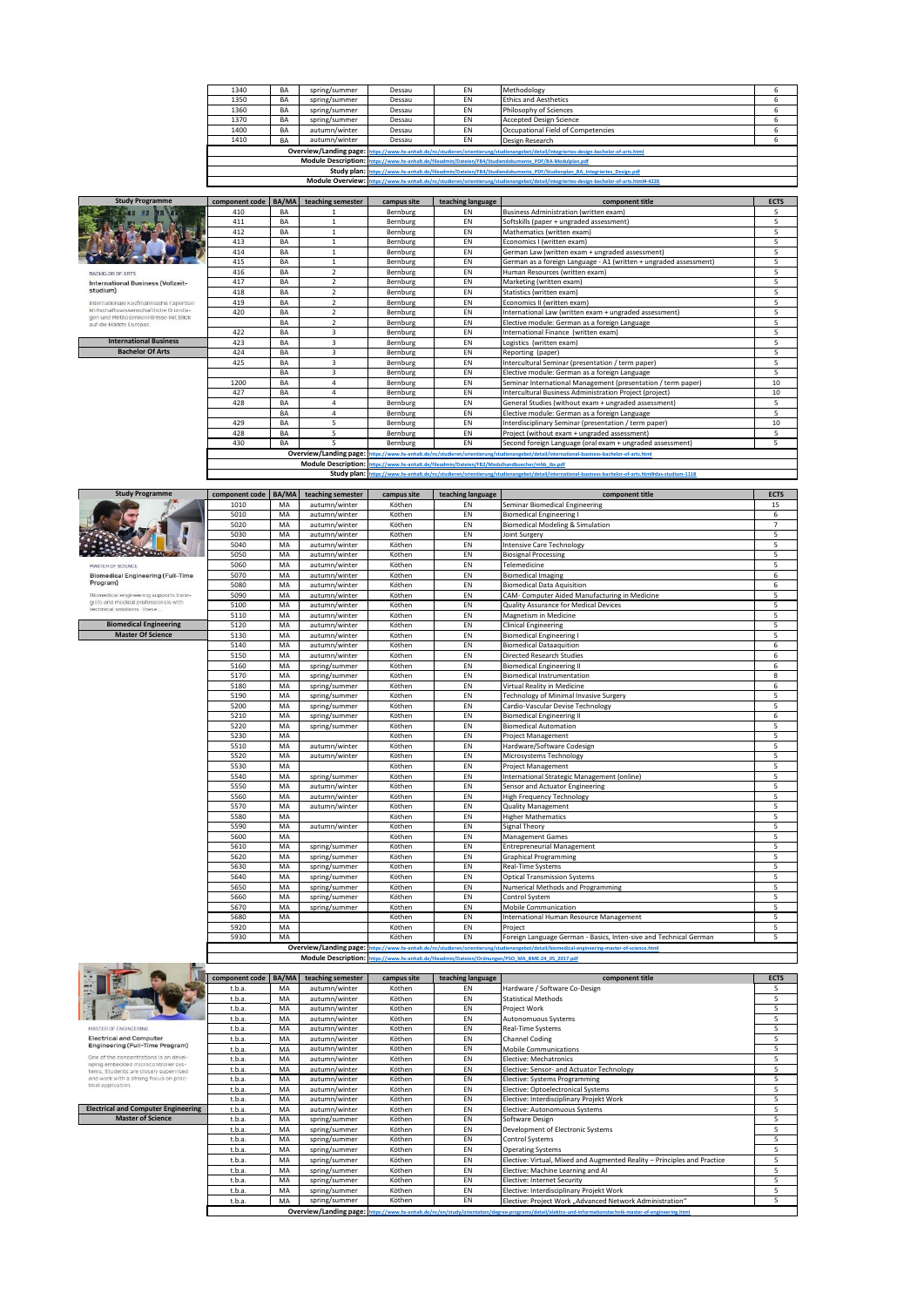| | component code | BA/MA | teaching semester | campus site | teaching language | component title | ECTS |
|---|---|---|---|---|---|---|---|
| | 1340 | BA | spring/summer | Dessau | EN | Methodology | 6 |
| | 1350 | BA | spring/summer | Dessau | EN | Ethics and Aesthetics | 6 |
| | 1360 | BA | spring/summer | Dessau | EN | Philosophy of Sciences | 6 |
| | 1370 | BA | spring/summer | Dessau | EN | Accepted Design Science | 6 |
| | 1400 | BA | autumn/winter | Dessau | EN | Occupational Field of Competencies | 6 |
| | 1410 | BA | autumn/winter | Dessau | EN | Design Research | 6 |
| | | | Overview/Landing page: | https://www.hs-anhalt.de/nc/studieren/orientierung/studienangebot/detail/integriertes-design-bachelor-of-arts.html | | | |
| | | | Module Description: | https://www.hs-anhalt.de/fileadmin/Dateien/FB4/Studiendokumente_PDF/BA-Modulplan.pdf | | | |
| | | | Study plan: | https://www.hs-anhalt.de/fileadmin/Dateien/FB4/Studiendokumente_PDF/Studienplan_BA_Integriertes_Design.pdf | | | |
| | | | Module Overview: | https://www.hs-anhalt.de/nc/studieren/orientierung/studienangebot/detail/integriertes-design-bachelor-of-arts.html#-4226 | | | |

| Study Programme | component code | BA/MA | teaching semester | campus site | teaching language | component title | ECTS |
|---|---|---|---|---|---|---|---|
| BACHELOR OF ARTS | 410 | BA | 1 | Bernburg | EN | Business Administration (written exam) | 5 |
| International Business (Vollzeitstudium) | 411 | BA | 1 | Bernburg | EN | Softskills (paper + ungraded assessment) | 5 |
| Internationale kaufmännische Expertise: Wirtschaftswissenschaftliche Grundlagen und Methodenkenntnisse mit Blick auf die Märkte Europas. | 412 | BA | 1 | Bernburg | EN | Mathematics (written exam) | 5 |
| | 413 | BA | 1 | Bernburg | EN | Economics I (written exam) | 5 |
| | 414 | BA | 1 | Bernburg | EN | German Law (written exam + ungraded assessment) | 5 |
| | 415 | BA | 1 | Bernburg | EN | German as a foreign Language - A1 (written + ungraded assessment) | 5 |
| | 416 | BA | 2 | Bernburg | EN | Human Resources (written exam) | 5 |
| | 417 | BA | 2 | Bernburg | EN | Marketing (written exam) | 5 |
| | 418 | BA | 2 | Bernburg | EN | Statistics (written exam) | 5 |
| | 419 | BA | 2 | Bernburg | EN | Economics II (written exam) | 5 |
| | 420 | BA | 2 | Bernburg | EN | International Law (written exam + ungraded assessment) | 5 |
| | | BA | 2 | Bernburg | EN | Elective module: German as a foreign Language | 5 |
| | 422 | BA | 3 | Bernburg | EN | International Finance (written exam) | 5 |
| International Business | 423 | BA | 3 | Bernburg | EN | Logistics (written exam) | 5 |
| Bachelor Of Arts | 424 | BA | 3 | Bernburg | EN | Reporting (paper) | 5 |
| | 425 | BA | 3 | Bernburg | EN | Intercultural Seminar (presentation / term paper) | 5 |
| | | BA | 3 | Bernburg | EN | Elective module: German as a foreign Language | 5 |
| | 1200 | BA | 4 | Bernburg | EN | Seminar International Management (presentation / term paper) | 10 |
| | 427 | BA | 4 | Bernburg | EN | Intercultural Business Administration Project (project) | 10 |
| | 428 | BA | 4 | Bernburg | EN | General Studies (without exam + ungraded assessment) | 5 |
| | | BA | 4 | Bernburg | EN | Elective module: German as a foreign Language | 5 |
| | 429 | BA | 5 | Bernburg | EN | Interdisciplinary Seminar (presentation / term paper) | 10 |
| | 428 | BA | 5 | Bernburg | EN | Project (without exam + ungraded assessment) | 5 |
| | 430 | BA | 5 | Bernburg | EN | Second foreign Language (oral exam + ungraded assessment) | 5 |
| | | | Overview/Landing page: | https://www.hs-anhalt.de/nc/studieren/orientierung/studienangebot/detail/international-business-bachelor-of-arts.html | | | |
| | | | Module Description: | https://www.hs-anhalt.de/fileadmin/Dateien/FB2/Modulhandbuecher/mhb_ibs.pdf | | | |
| | | | Study plan: | https://www.hs-anhalt.de/nc/studieren/orientierung/studienangebot/detail/international-business-bachelor-of-arts.html#das-studium-1118 | | | |

| Study Programme | component code | BA/MA | teaching semester | campus site | teaching language | component title | ECTS |
|---|---|---|---|---|---|---|---|
| MASTER OF SCIENCE | 1010 | MA | autumn/winter | Köthen | EN | Seminar Biomedical Engineering | 15 |
| Biomedical Engineering (Full-Time Program) | 5010 | MA | autumn/winter | Köthen | EN | Biomedical Engineering I | 6 |
| Biomedical engineering supports biologists and medical professionals with technical solutions. These ... | 5020 | MA | autumn/winter | Köthen | EN | Biomedical Modeling & Simulation | 7 |
| | 5030 | MA | autumn/winter | Köthen | EN | Joint Surgery | 5 |
| | 5040 | MA | autumn/winter | Köthen | EN | Intensive Care Technology | 5 |
| | 5050 | MA | autumn/winter | Köthen | EN | Biosignal Processing | 5 |
| | 5060 | MA | autumn/winter | Köthen | EN | Telemedicine | 5 |
| | 5070 | MA | autumn/winter | Köthen | EN | Biomedical Imaging | 6 |
| | 5080 | MA | autumn/winter | Köthen | EN | Biomedical Data Aquisition | 6 |
| | 5090 | MA | autumn/winter | Köthen | EN | CAM- Computer Aided Manufacturing in Medicine | 5 |
| | 5100 | MA | autumn/winter | Köthen | EN | Quality Assurance for Medical Devices | 5 |
| | 5110 | MA | autumn/winter | Köthen | EN | Magnetism in Medicine | 5 |
| Biomedical Engineering | 5120 | MA | autumn/winter | Köthen | EN | Clinical Engineering | 5 |
| Master Of Science | 5130 | MA | autumn/winter | Köthen | EN | Biomedical Engineering I | 5 |
| | 5140 | MA | autumn/winter | Köthen | EN | Biomedical Dataaquition | 6 |
| | 5150 | MA | autumn/winter | Köthen | EN | Directed Research Studies | 6 |
| | 5160 | MA | spring/summer | Köthen | EN | Biomedical Engineering II | 6 |
| | 5170 | MA | spring/summer | Köthen | EN | Biomedical Instrumentation | 8 |
| | 5180 | MA | spring/summer | Köthen | EN | Virtual Reality in Medicine | 6 |
| | 5190 | MA | spring/summer | Köthen | EN | Technology of Minimal Invasive Surgery | 5 |
| | 5200 | MA | spring/summer | Köthen | EN | Cardio-Vascular Devise Technology | 5 |
| | 5210 | MA | spring/summer | Köthen | EN | Biomedical Engineering II | 6 |
| | 5220 | MA | spring/summer | Köthen | EN | Biomedical Automation | 5 |
| | 5230 | MA | | Köthen | EN | Project Management | 5 |
| | 5510 | MA | autumn/winter | Köthen | EN | Hardware/Software Codesign | 5 |
| | 5520 | MA | autumn/winter | Köthen | EN | Microsystems Technology | 5 |
| | 5530 | MA | | Köthen | EN | Project Management | 5 |
| | 5540 | MA | spring/summer | Köthen | EN | International Strategic Management (online) | 5 |
| | 5550 | MA | autumn/winter | Köthen | EN | Sensor and Actuator Engineering | 5 |
| | 5560 | MA | autumn/winter | Köthen | EN | High Frequency Technology | 5 |
| | 5570 | MA | autumn/winter | Köthen | EN | Quality Management | 5 |
| | 5580 | MA | | Köthen | EN | Higher Mathematics | 5 |
| | 5590 | MA | autumn/winter | Köthen | EN | Signal Theory | 5 |
| | 5600 | MA | | Köthen | EN | Management Games | 5 |
| | 5610 | MA | spring/summer | Köthen | EN | Entrepreneurial Management | 5 |
| | 5620 | MA | spring/summer | Köthen | EN | Graphical Programming | 5 |
| | 5630 | MA | spring/summer | Köthen | EN | Real-Time Systems | 5 |
| | 5640 | MA | spring/summer | Köthen | EN | Optical Transmission Systems | 5 |
| | 5650 | MA | spring/summer | Köthen | EN | Numerical Methods and Programming | 5 |
| | 5660 | MA | spring/summer | Köthen | EN | Control System | 5 |
| | 5670 | MA | spring/summer | Köthen | EN | Mobile Communication | 5 |
| | 5680 | MA | | Köthen | EN | International Human Resource Management | 5 |
| | 5920 | MA | | Köthen | EN | Project | 5 |
| | 5930 | MA | | Köthen | EN | Foreign Language German - Basics, Inten-sive and Technical German | 5 |
| | | | Overview/Landing page: | https://www.hs-anhalt.de/nc/studieren/orientierung/studienangebot/detail/biomedical-engineering-master-of-science.html | | | |
| | | | Module Description: | https://www.hs-anhalt.de/fileadmin/Dateien/Ordnungen/PSO_MA_BME-24_05_2017.pdf | | | |

| Study Programme | component code | BA/MA | teaching semester | campus site | teaching language | component title | ECTS |
|---|---|---|---|---|---|---|---|
| MASTER OF ENGINEERING | t.b.a. | MA | autumn/winter | Köthen | EN | Hardware / Software Co-Design | 5 |
| Electrical and Computer Engineering (Full-Time Program) | t.b.a. | MA | autumn/winter | Köthen | EN | Statistical Methods | 5 |
| One of the concentrations is on developing embedded microcontroller systems. Students are closely supervised and work with a strong focus on practical application. | t.b.a. | MA | autumn/winter | Köthen | EN | Project Work | 5 |
| | t.b.a. | MA | autumn/winter | Köthen | EN | Autonomuous Systems | 5 |
| | t.b.a. | MA | autumn/winter | Köthen | EN | Real-Time Systems | 5 |
| | t.b.a. | MA | autumn/winter | Köthen | EN | Channel Coding | 5 |
| | t.b.a. | MA | autumn/winter | Köthen | EN | Mobile Communications | 5 |
| | t.b.a. | MA | autumn/winter | Köthen | EN | Elective: Mechatronics | 5 |
| | t.b.a. | MA | autumn/winter | Köthen | EN | Elective: Sensor- and Actuator Technology | 5 |
| | t.b.a. | MA | autumn/winter | Köthen | EN | Elective: Systems Programming | 5 |
| | t.b.a. | MA | autumn/winter | Köthen | EN | Elective: Optoelectronical Systems | 5 |
| | t.b.a. | MA | autumn/winter | Köthen | EN | Elective: Interdisciplinary Projekt Work | 5 |
| Electrical and Computer Engineering | t.b.a. | MA | autumn/winter | Köthen | EN | Elective: Autonomuous Systems | 5 |
| Master of Science | t.b.a. | MA | spring/summer | Köthen | EN | Software Design | 5 |
| | t.b.a. | MA | spring/summer | Köthen | EN | Development of Electronic Systems | 5 |
| | t.b.a. | MA | spring/summer | Köthen | EN | Control Systems | 5 |
| | t.b.a. | MA | spring/summer | Köthen | EN | Operating Systems | 5 |
| | t.b.a. | MA | spring/summer | Köthen | EN | Elective: Virtual, Mixed and Augmented Reality – Principles and Practice | 5 |
| | t.b.a. | MA | spring/summer | Köthen | EN | Elective: Machine Learning and AI | 5 |
| | t.b.a. | MA | spring/summer | Köthen | EN | Elective: Internet Security | 5 |
| | t.b.a. | MA | spring/summer | Köthen | EN | Elective: Interdisciplinary Projekt Work | 5 |
| | t.b.a. | MA | spring/summer | Köthen | EN | Elective: Project Work „Advanced Network Administration" | 5 |
| | | | Overview/Landing page: | https://www.hs-anhalt.de/nc/en/study/orientation/degree-programs/detail/elektro-und-informationstechnik-master-of-engineering.html | | | |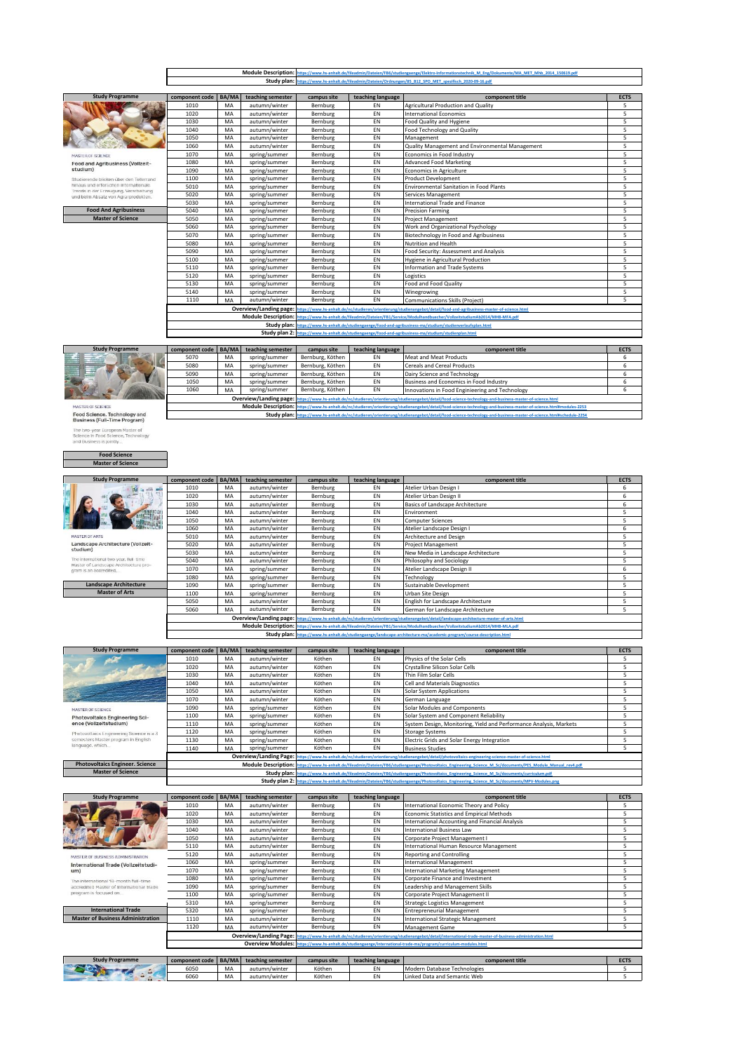| | |
|---|---|
| **Module Description:** | https://www.hs-anhalt.de/fileadmin/Dateien/FB6/studiengaenge/Elektro-Informationstechnik_M_Eng/Dokumente/MA_MET_Mhb_2014_150619.pdf |
| **Study plan:** | https://www.hs-anhalt.de/fileadmin/Dateien/Ordnungen/85_812_SPO_MET_spezifisch_2020-09-16.pdf |

| Study Programme | component code | BA/MA | teaching semester | campus site | teaching language | component title | ECTS |
|---|---|---|---|---|---|---|---|
| MASTER OF SCIENCE | 1010 | MA | autumn/winter | Bernburg | EN | Agricultural Production and Quality | 5 |
| Food and Agribusiness (Vollzeitstudium) | 1020 | MA | autumn/winter | Bernburg | EN | International Economics | 5 |
| Studierende blicken über den Tellerrand hinaus und erforschen internationale Trends in der Erzeugung, Verarbeitung und beim Absatz von Agrarprodukten. | 1030 | MA | autumn/winter | Bernburg | EN | Food Quality and Hygiene | 5 |
| **Food And Agribusiness** | 1040 | MA | autumn/winter | Bernburg | EN | Food Technology and Quality | 5 |
| **Master of Science** | 1050 | MA | autumn/winter | Bernburg | EN | Management | 5 |
| | 1060 | MA | autumn/winter | Bernburg | EN | Quality Management and Environmental Management | 5 |
| | 1070 | MA | spring/summer | Bernburg | EN | Economics in Food Industry | 5 |
| | 1080 | MA | spring/summer | Bernburg | EN | Advanced Food Marketing | 5 |
| | 1090 | MA | spring/summer | Bernburg | EN | Economics in Agriculture | 5 |
| | 1100 | MA | spring/summer | Bernburg | EN | Product Development | 5 |
| | 5010 | MA | spring/summer | Bernburg | EN | Environmental Sanitation in Food Plants | 5 |
| | 5020 | MA | spring/summer | Bernburg | EN | Services Management | 5 |
| | 5030 | MA | spring/summer | Bernburg | EN | International Trade and Finance | 5 |
| | 5040 | MA | spring/summer | Bernburg | EN | Precision Farming | 5 |
| | 5050 | MA | spring/summer | Bernburg | EN | Project Management | 5 |
| | 5060 | MA | spring/summer | Bernburg | EN | Work and Organizational Psychology | 5 |
| | 5070 | MA | spring/summer | Bernburg | EN | Biotechnology in Food and Agribusiness | 5 |
| | 5080 | MA | spring/summer | Bernburg | EN | Nutrition and Health | 5 |
| | 5090 | MA | spring/summer | Bernburg | EN | Food Security: Assessment and Analysis | 5 |
| | 5100 | MA | spring/summer | Bernburg | EN | Hygiene in Agricultural Production | 5 |
| | 5110 | MA | spring/summer | Bernburg | EN | Information and Trade Systems | 5 |
| | 5120 | MA | spring/summer | Bernburg | EN | Logistics | 5 |
| | 5130 | MA | spring/summer | Bernburg | EN | Food and Food Quality | 5 |
| | 5140 | MA | spring/summer | Bernburg | EN | Winegrowing | 5 |
| | 1110 | MA | autumn/winter | Bernburg | EN | Communications Skills (Project) | 5 |

| | |
|---|---|
| **Overview/Landing page:** | https://www.hs-anhalt.de/nc/studieren/orientierung/studienangebot/detail/food-and-agribusiness-master-of-science.html |
| **Module Description:** | https://www.hs-anhalt.de/fileadmin/Dateien/FB1/Service/Modulhandbuecher/VollzeitstudiumAb2014/MHB-MFA.pdf |
| **Study plan:** | https://www.hs-anhalt.de/studiengaenge/food-and-agribusiness-ma/studium/studienverlaufsplan.html |
| **Study plan 2:** | https://www.hs-anhalt.de/studiengaenge/food-and-agribusiness-ma/studium/studienplan.html |

| Study Programme | component code | BA/MA | teaching semester | campus site | teaching language | component title | ECTS |
|---|---|---|---|---|---|---|---|
| MASTER OF SCIENCE | 5070 | MA | spring/summer | Bernburg, Köthen | EN | Meat and Meat Products | 6 |
| Food Science, Technology and Business (Full-Time Program) | 5080 | MA | spring/summer | Bernburg, Köthen | EN | Cereals and Cereal Products | 6 |
| The two-year European Master of Science in Food Science, Technology and Business is jointly... | 5090 | MA | spring/summer | Bernburg, Köthen | EN | Dairy Science and Technology | 6 |
| **Food Science** | 1050 | MA | spring/summer | Bernburg, Köthen | EN | Business and Economics in Food Industry | 6 |
| **Master of Science** | 1060 | MA | spring/summer | Bernburg, Köthen | EN | Innovations in Food Engineering and Technology | 6 |

| | |
|---|---|
| **Overview/Landing page:** | https://www.hs-anhalt.de/nc/studieren/orientierung/studienangebot/detail/food-science-technology-and-business-master-of-science.html |
| **Module Description:** | https://www.hs-anhalt.de/nc/studieren/orientierung/studienangebot/detail/food-science-technology-and-business-master-of-science.html#modules-2253 |
| **Study plan:** | https://www.hs-anhalt.de/nc/studieren/orientierung/studienangebot/detail/food-science-technology-and-business-master-of-science.html#schedule-2256 |

| Study Programme | component code | BA/MA | teaching semester | campus site | teaching language | component title | ECTS |
|---|---|---|---|---|---|---|---|
| MASTER OF ARTS | 1010 | MA | autumn/winter | Bernburg | EN | Atelier Urban Design I | 6 |
| Landscape Architecture (Vollzeitstudium) | 1020 | MA | autumn/winter | Bernburg | EN | Atelier Urban Design II | 6 |
| The international two year, full-time Master of Landscape Architecture program is an accredited... | 1030 | MA | autumn/winter | Bernburg | EN | Basics of Landscape Architecture | 6 |
| **Landscape Architecture** | 1040 | MA | autumn/winter | Bernburg | EN | Environment | 5 |
| **Master of Arts** | 1050 | MA | autumn/winter | Bernburg | EN | Computer Sciences | 5 |
| | 1060 | MA | autumn/winter | Bernburg | EN | Atelier Landscape Design I | 6 |
| | 5010 | MA | autumn/winter | Bernburg | EN | Architecture and Design | 5 |
| | 5020 | MA | autumn/winter | Bernburg | EN | Project Management | 5 |
| | 5030 | MA | autumn/winter | Bernburg | EN | New Media in Landscape Architecture | 5 |
| | 5040 | MA | autumn/winter | Bernburg | EN | Philosophy and Sociology | 5 |
| | 1070 | MA | spring/summer | Bernburg | EN | Atelier Landscape Design II | 6 |
| | 1080 | MA | spring/summer | Bernburg | EN | Technology | 5 |
| | 1090 | MA | spring/summer | Bernburg | EN | Sustainable Development | 5 |
| | 1100 | MA | spring/summer | Bernburg | EN | Urban Site Design | 5 |
| | 5050 | MA | autumn/winter | Bernburg | EN | English for Landscape Architecture | 5 |
| | 5060 | MA | autumn/winter | Bernburg | EN | German for Landscape Architecture | 5 |

| | |
|---|---|
| **Overview/Landing page:** | https://www.hs-anhalt.de/nc/studieren/orientierung/studienangebot/detail/landscape-architecture-master-of-arts.html |
| **Module Description:** | https://www.hs-anhalt.de/fileadmin/Dateien/FB1/Service/Modulhandbuecher/VollzeitstudiumAb2014/MHB-MLA.pdf |
| **Study plan:** | https://www.hs-anhalt.de/studiengaenge/landscape-architecture-ma/academic-program/course-description.html |

| Study Programme | component code | BA/MA | teaching semester | campus site | teaching language | component title | ECTS |
|---|---|---|---|---|---|---|---|
| MASTER OF SCIENCE | 1010 | MA | autumn/winter | Köthen | EN | Physics of the Solar Cells | 5 |
| Photovoltaics Engineering Science (Vollzeitstudium) | 1020 | MA | autumn/winter | Köthen | EN | Crystalline Silicon Solar Cells | 5 |
| Photovoltaics Engineering Science is a 3 semesters Master program in English language, which... | 1030 | MA | autumn/winter | Köthen | EN | Thin Film Solar Cells | 5 |
| **Photovoltaics Engineer. Science** | 1040 | MA | autumn/winter | Köthen | EN | Cell and Materials Diagnostics | 5 |
| **Master of Science** | 1050 | MA | autumn/winter | Köthen | EN | Solar System Applications | 5 |
| | 1070 | MA | autumn/winter | Köthen | EN | German Language | 5 |
| | 1090 | MA | spring/summer | Köthen | EN | Solar Modules and Components | 5 |
| | 1100 | MA | spring/summer | Köthen | EN | Solar System and Component Reliability | 5 |
| | 1110 | MA | spring/summer | Köthen | EN | System Design, Monitoring, Yield and Performance Analysis, Markets | 5 |
| | 1120 | MA | spring/summer | Köthen | EN | Storage Systems | 5 |
| | 1130 | MA | spring/summer | Köthen | EN | Electric Grids and Solar Energy Integration | 5 |
| | 1140 | MA | spring/summer | Köthen | EN | Business Studies | 5 |

| | |
|---|---|
| **Overview/Landing Page:** | https://www.hs-anhalt.de/nc/studieren/orientierung/studienangebot/detail/photovoltaics-engineering-science-master-of-science.html |
| **Module Description:** | https://www.hs-anhalt.de/fileadmin/Dateien/FB6/studiengaenge/Photovoltaics_Engineering_Science_M_Sc/documents/PES_Module_Manual_rev4.pdf |
| **Study plan:** | https://www.hs-anhalt.de/fileadmin/Dateien/FB6/studiengaenge/Photovoltaics_Engineering_Science_M_Sc/documents/curriculum.pdf |
| **Study plan 2:** | https://www.hs-anhalt.de/fileadmin/Dateien/FB6/studiengaenge/Photovoltaics_Engineering_Science_M_Sc/documents/MPV-Modules.png |

| Study Programme | component code | BA/MA | teaching semester | campus site | teaching language | component title | ECTS |
|---|---|---|---|---|---|---|---|
| MASTER OF BUSINESS ADMINISTRATION | 1010 | MA | autumn/winter | Bernburg | EN | International Economic Theory and Policy | 5 |
| International Trade (Vollzeitstudium) | 1020 | MA | autumn/winter | Bernburg | EN | Economic Statistics and Empirical Methods | 5 |
| The international 18-month full-time accredited Master of International Trade program is focused on... | 1030 | MA | autumn/winter | Bernburg | EN | International Accounting and Financial Analysis | 5 |
| **International Trade** | 1040 | MA | autumn/winter | Bernburg | EN | International Business Law | 5 |
| **Master of Business Administration** | 1050 | MA | autumn/winter | Bernburg | EN | Corporate Project Management I | 5 |
| | 5110 | MA | autumn/winter | Bernburg | EN | International Human Resource Management | 5 |
| | 5120 | MA | autumn/winter | Bernburg | EN | Reporting and Controlling | 5 |
| | 1060 | MA | spring/summer | Bernburg | EN | International Management | 5 |
| | 1070 | MA | spring/summer | Bernburg | EN | International Marketing Management | 5 |
| | 1080 | MA | spring/summer | Bernburg | EN | Corporate Finance and Investment | 5 |
| | 1090 | MA | spring/summer | Bernburg | EN | Leadership and Management Skills | 5 |
| | 1100 | MA | spring/summer | Bernburg | EN | Corporate Project Management II | 5 |
| | 5310 | MA | spring/summer | Bernburg | EN | Strategic Logistics Management | 5 |
| | 5320 | MA | spring/summer | Bernburg | EN | Entrepreneurial Management | 5 |
| | 1110 | MA | autumn/winter | Bernburg | EN | International Strategic Management | 5 |
| | 1120 | MA | autumn/winter | Bernburg | EN | Management Game | 5 |

| | |
|---|---|
| **Overview/Landing Page:** | https://www.hs-anhalt.de/nc/studieren/orientierung/studienangebot/detail/international-trade-master-of-business-administration.html |
| **Overview Modules:** | https://www.hs-anhalt.de/studiengaenge/international-trade-ma/program/curriculum-modules.html |

| Study Programme | component code | BA/MA | teaching semester | campus site | teaching language | component title | ECTS |
|---|---|---|---|---|---|---|---|
| | 6050 | MA | autumn/winter | Köthen | EN | Modern Database Technologies | 5 |
| | 6060 | MA | autumn/winter | Köthen | EN | Linked Data and Semantic Web | 5 |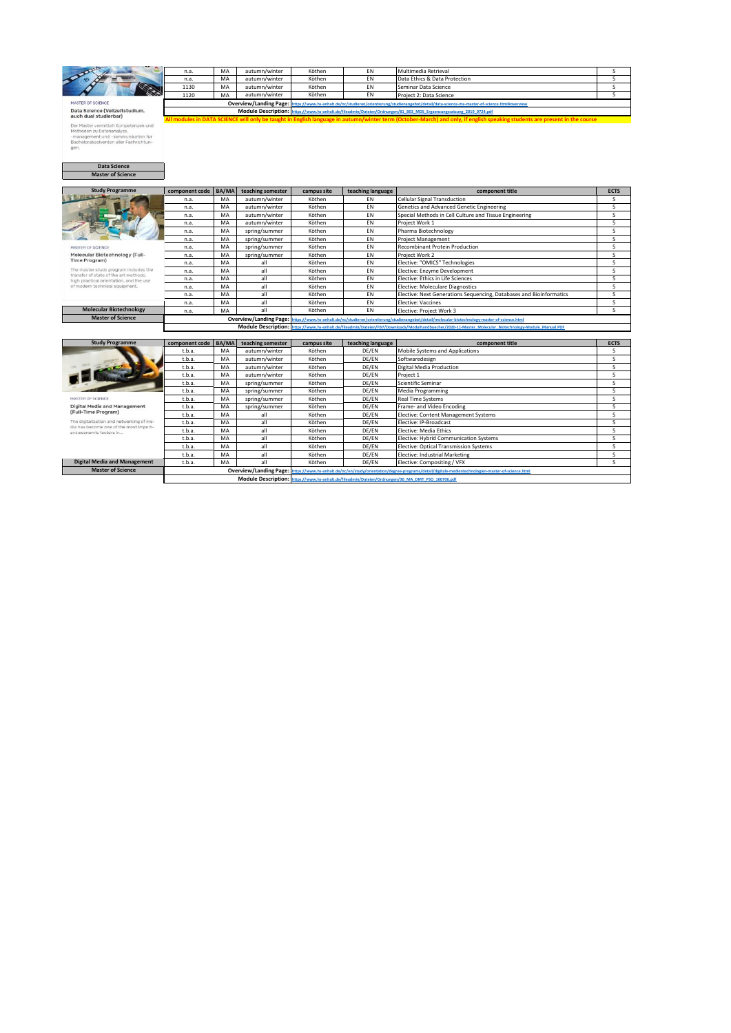**MASTER OF SCIENCE**

**Data Science (Vollzeitstudium, auch dual studierbar)**

Der Master vermittelt Kompetenzen und Methoden zu Datenanalyse, -management und -kommunikation für Bachelorabsolventen aller Fachrichtungen.

**Data Science**
**Master of Science**

| component code | BA/MA | teaching semester | campus site | teaching language | component title | ECTS |
|---|---|---|---|---|---|---|
| n.a. | MA | autumn/winter | Köthen | EN | Multimedia Retrieval | 5 |
| n.a. | MA | autumn/winter | Köthen | EN | Data Ethics & Data Protection | 5 |
| 1130 | MA | autumn/winter | Köthen | EN | Seminar Data Science | 5 |
| 1120 | MA | autumn/winter | Köthen | EN | Project 2: Data Science | 5 |

**Overview/Landing Page:** https://www.hs-anhalt.de/nc/studieren/orientierung/studienangebot/detail/data-science-ma-master-of-science.html#overview

**Module Description:** https://www.hs-anhalt.de/fileadmin/Dateien/Ordnungen/81_803_MDS_Ergaenzungssatzung_2019_0724.pdf

**All modules in DATA SCIENCE will only be taught in English language in autumn/winter term (October-March) and only, if english speaking students are present in the course**

**Study Programme**

**MASTER OF SCIENCE**

**Molecular Biotechnology (Full-Time Program)**

The master study program includes the transfer of state of the art methods, high practical orientation, and the use of modern technical equipment.

**Molecular Biotechnology**
**Master of Science**

| component code | BA/MA | teaching semester | campus site | teaching language | component title | ECTS |
|---|---|---|---|---|---|---|
| n.a. | MA | autumn/winter | Köthen | EN | Cellular Signal Transduction | 5 |
| n.a. | MA | autumn/winter | Köthen | EN | Genetics and Advanced Genetic Engineering | 5 |
| n.a. | MA | autumn/winter | Köthen | EN | Special Methods in Cell Culture and Tissue Engineering | 5 |
| n.a. | MA | autumn/winter | Köthen | EN | Project Work 1 | 5 |
| n.a. | MA | spring/summer | Köthen | EN | Pharma Biotechnology | 5 |
| n.a. | MA | spring/summer | Köthen | EN | Project Management | 5 |
| n.a. | MA | spring/summer | Köthen | EN | Recombinant Protein Production | 5 |
| n.a. | MA | spring/summer | Köthen | EN | Project Work 2 | 5 |
| n.a. | MA | all | Köthen | EN | Elective: "OMICS" Technologies | 5 |
| n.a. | MA | all | Köthen | EN | Elective: Enzyme Development | 5 |
| n.a. | MA | all | Köthen | EN | Elective: Ethics in Life Sciences | 5 |
| n.a. | MA | all | Köthen | EN | Elective: Moleculare Diagnostics | 5 |
| n.a. | MA | all | Köthen | EN | Elective: Next Generations Sequencing, Databases and Bioinformatics | 5 |
| n.a. | MA | all | Köthen | EN | Elective: Vaccines | 5 |
| n.a. | MA | all | Köthen | EN | Elective: Project Work 3 | 5 |

**Overview/Landing Page:** https://www.hs-anhalt.de/nc/studieren/orientierung/studienangebot/detail/molecular-biotechnology-master-of-science.html

**Module Description:** https://www.hs-anhalt.de/fileadmin/Dateien/FB7/Downloads/Modulhandbuecher/2020-11-Master_Molecular_Biotechnology-Module_Manual.PDF

**Study Programme**

**MASTER OF SCIENCE**

**Digital Media and Management (Full-Time Program)**

The digitalization and networking of media has become one of the most important economic factors in...

**Digital Media and Management**
**Master of Science**

| component code | BA/MA | teaching semester | campus site | teaching language | component title | ECTS |
|---|---|---|---|---|---|---|
| t.b.a. | MA | autumn/winter | Köthen | DE/EN | Mobile Systems and Applications | 5 |
| t.b.a. | MA | autumn/winter | Köthen | DE/EN | Softwaredesign | 5 |
| t.b.a. | MA | autumn/winter | Köthen | DE/EN | Digital Media Production | 5 |
| t.b.a. | MA | autumn/winter | Köthen | DE/EN | Project 1 | 5 |
| t.b.a. | MA | spring/summer | Köthen | DE/EN | Scientific Seminar | 5 |
| t.b.a. | MA | spring/summer | Köthen | DE/EN | Media Programming | 5 |
| t.b.a. | MA | spring/summer | Köthen | DE/EN | Real Time Systems | 5 |
| t.b.a. | MA | spring/summer | Köthen | DE/EN | Frame- and Video Encoding | 5 |
| t.b.a. | MA | all | Köthen | DE/EN | Elective: Content Management Systems | 5 |
| t.b.a. | MA | all | Köthen | DE/EN | Elective: IP-Broadcast | 5 |
| t.b.a. | MA | all | Köthen | DE/EN | Elective: Media Ethics | 5 |
| t.b.a. | MA | all | Köthen | DE/EN | Elective: Hybrid Communication Systems | 5 |
| t.b.a. | MA | all | Köthen | DE/EN | Elective: Optical Transmission Systems | 5 |
| t.b.a. | MA | all | Köthen | DE/EN | Elective: Industrial Marketing | 5 |
| t.b.a. | MA | all | Köthen | DE/EN | Elective: Compositing / VFX | 5 |

**Overview/Landing Page:** https://www.hs-anhalt.de/nc/en/study/orientation/degree-programs/detail/digitale-medientechnologien-master-of-science.html

**Module Description:** https://www.hs-anhalt.de/fileadmin/Dateien/Ordnungen/30_MA_DMT_PSO_160706.pdf